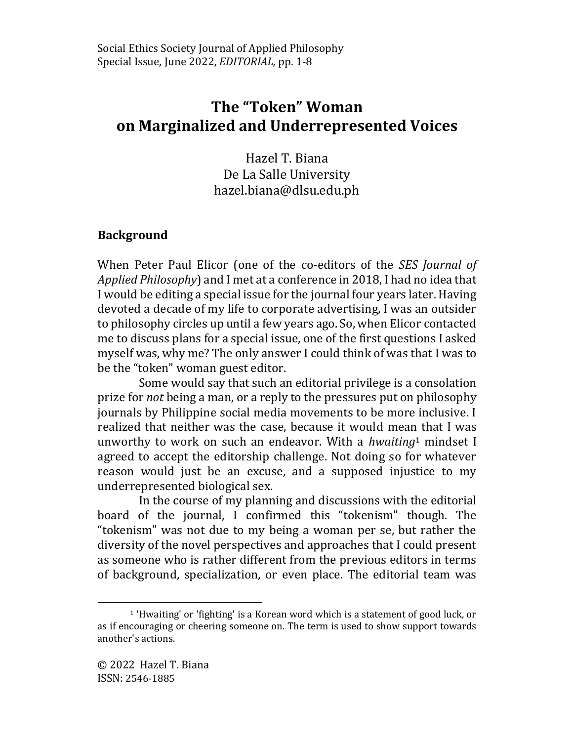# The "Token" Woman on Marginalized and Underrepresented Voices

Hazel T. Biana
De La Salle University
hazel.biana@dlsu.edu.ph

## Background

When Peter Paul Elicor (one of the co-editors of the *SES Journal of Applied Philosophy*) and I met at a conference in 2018, I had no idea that I would be editing a special issue for the journal four years later. Having devoted a decade of my life to corporate advertising, I was an outsider to philosophy circles up until a few years ago. So, when Elicor contacted me to discuss plans for a special issue, one of the first questions I asked myself was, why me? The only answer I could think of was that I was to be the "token" woman guest editor.

Some would say that such an editorial privilege is a consolation prize for *not* being a man, or a reply to the pressures put on philosophy journals by Philippine social media movements to be more inclusive. I realized that neither was the case, because it would mean that I was unworthy to work on such an endeavor. With a *hwaiting*[1] mindset I agreed to accept the editorship challenge. Not doing so for whatever reason would just be an excuse, and a supposed injustice to my underrepresented biological sex.

In the course of my planning and discussions with the editorial board of the journal, I confirmed this "tokenism" though. The "tokenism" was not due to my being a woman per se, but rather the diversity of the novel perspectives and approaches that I could present as someone who is rather different from the previous editors in terms of background, specialization, or even place. The editorial team was

[1] 'Hwaiting' or 'fighting' is a Korean word which is a statement of good luck, or as if encouraging or cheering someone on. The term is used to show support towards another's actions.

© 2022 Hazel T. Biana
ISSN: 2546-1885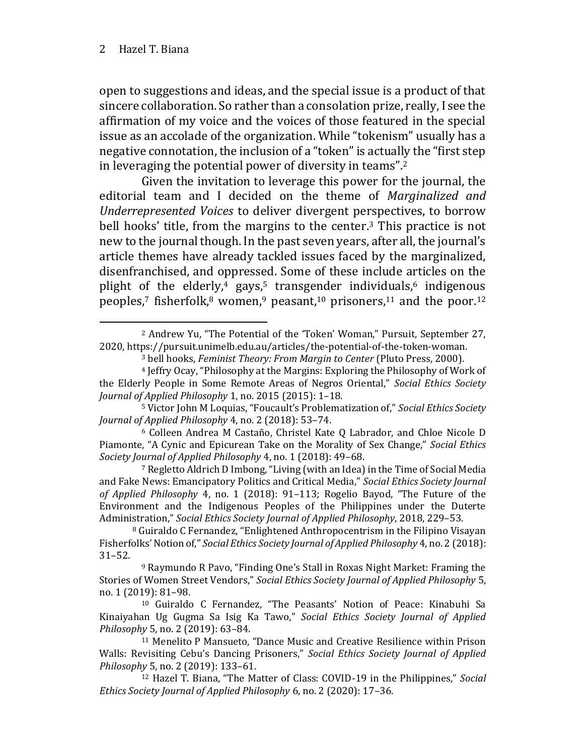open to suggestions and ideas, and the special issue is a product of that sincere collaboration. So rather than a consolation prize, really, I see the affirmation of my voice and the voices of those featured in the special issue as an accolade of the organization. While "tokenism" usually has a negative connotation, the inclusion of a "token" is actually the "first step in leveraging the potential power of diversity in teams".[2]

Given the invitation to leverage this power for the journal, the editorial team and I decided on the theme of *Marginalized and Underrepresented Voices* to deliver divergent perspectives, to borrow bell hooks' title, from the margins to the center.[3] This practice is not new to the journal though. In the past seven years, after all, the journal's article themes have already tackled issues faced by the marginalized, disenfranchised, and oppressed. Some of these include articles on the plight of the elderly,[4] gays,[5] transgender individuals,[6] indigenous peoples,[7] fisherfolk,[8] women,[9] peasant,[10] prisoners,[11] and the poor.[12]

---

[2] Andrew Yu, "The Potential of the 'Token' Woman," Pursuit, September 27, 2020, https://pursuit.unimelb.edu.au/articles/the-potential-of-the-token-woman.

[3] bell hooks, *Feminist Theory: From Margin to Center* (Pluto Press, 2000).

[4] Jeffry Ocay, "Philosophy at the Margins: Exploring the Philosophy of Work of the Elderly People in Some Remote Areas of Negros Oriental," *Social Ethics Society Journal of Applied Philosophy* 1, no. 2015 (2015): 1–18.

[5] Victor John M Loquias, "Foucault's Problematization of," *Social Ethics Society Journal of Applied Philosophy* 4, no. 2 (2018): 53–74.

[6] Colleen Andrea M Castaño, Christel Kate Q Labrador, and Chloe Nicole D Piamonte, "A Cynic and Epicurean Take on the Morality of Sex Change," *Social Ethics Society Journal of Applied Philosophy* 4, no. 1 (2018): 49–68.

[7] Regletto Aldrich D Imbong, "Living (with an Idea) in the Time of Social Media and Fake News: Emancipatory Politics and Critical Media," *Social Ethics Society Journal of Applied Philosophy* 4, no. 1 (2018): 91–113; Rogelio Bayod, "The Future of the Environment and the Indigenous Peoples of the Philippines under the Duterte Administration," *Social Ethics Society Journal of Applied Philosophy*, 2018, 229–53.

[8] Guiraldo C Fernandez, "Enlightened Anthropocentrism in the Filipino Visayan Fisherfolks' Notion of," *Social Ethics Society Journal of Applied Philosophy* 4, no. 2 (2018): 31–52.

[9] Raymundo R Pavo, "Finding One's Stall in Roxas Night Market: Framing the Stories of Women Street Vendors," *Social Ethics Society Journal of Applied Philosophy* 5, no. 1 (2019): 81–98.

[10] Guiraldo C Fernandez, "The Peasants' Notion of Peace: Kinabuhi Sa Kinaiyahan Ug Gugma Sa Isig Ka Tawo," *Social Ethics Society Journal of Applied Philosophy* 5, no. 2 (2019): 63–84.

[11] Menelito P Mansueto, "Dance Music and Creative Resilience within Prison Walls: Revisiting Cebu's Dancing Prisoners," *Social Ethics Society Journal of Applied Philosophy* 5, no. 2 (2019): 133–61.

[12] Hazel T. Biana, "The Matter of Class: COVID-19 in the Philippines," *Social Ethics Society Journal of Applied Philosophy* 6, no. 2 (2020): 17–36.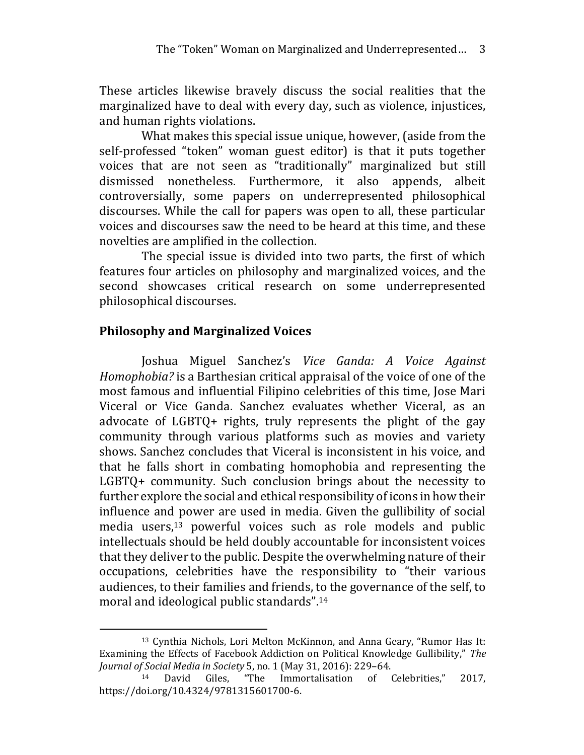These articles likewise bravely discuss the social realities that the marginalized have to deal with every day, such as violence, injustices, and human rights violations.

What makes this special issue unique, however, (aside from the self-professed "token" woman guest editor) is that it puts together voices that are not seen as "traditionally" marginalized but still dismissed nonetheless. Furthermore, it also appends, albeit controversially, some papers on underrepresented philosophical discourses. While the call for papers was open to all, these particular voices and discourses saw the need to be heard at this time, and these novelties are amplified in the collection.

The special issue is divided into two parts, the first of which features four articles on philosophy and marginalized voices, and the second showcases critical research on some underrepresented philosophical discourses.

## Philosophy and Marginalized Voices

Joshua Miguel Sanchez's *Vice Ganda: A Voice Against Homophobia?* is a Barthesian critical appraisal of the voice of one of the most famous and influential Filipino celebrities of this time, Jose Mari Viceral or Vice Ganda. Sanchez evaluates whether Viceral, as an advocate of LGBTQ+ rights, truly represents the plight of the gay community through various platforms such as movies and variety shows. Sanchez concludes that Viceral is inconsistent in his voice, and that he falls short in combating homophobia and representing the LGBTQ+ community. Such conclusion brings about the necessity to further explore the social and ethical responsibility of icons in how their influence and power are used in media. Given the gullibility of social media users,[13] powerful voices such as role models and public intellectuals should be held doubly accountable for inconsistent voices that they deliver to the public. Despite the overwhelming nature of their occupations, celebrities have the responsibility to "their various audiences, to their families and friends, to the governance of the self, to moral and ideological public standards".[14]

---

[13] Cynthia Nichols, Lori Melton McKinnon, and Anna Geary, "Rumor Has It: Examining the Effects of Facebook Addiction on Political Knowledge Gullibility," *The Journal of Social Media in Society* 5, no. 1 (May 31, 2016): 229–64.

[14] David Giles, "The Immortalisation of Celebrities," 2017, https://doi.org/10.4324/9781315601700-6.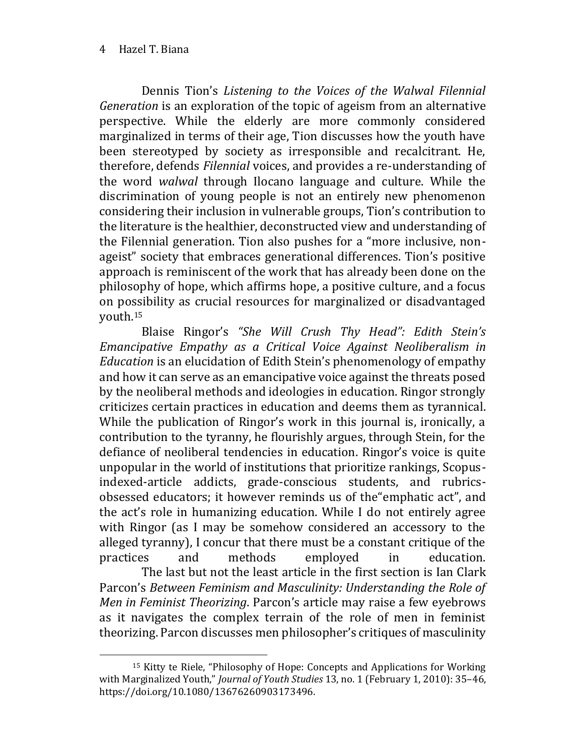Dennis Tion's *Listening to the Voices of the Walwal Filennial Generation* is an exploration of the topic of ageism from an alternative perspective. While the elderly are more commonly considered marginalized in terms of their age, Tion discusses how the youth have been stereotyped by society as irresponsible and recalcitrant. He, therefore, defends *Filennial* voices, and provides a re-understanding of the word *walwal* through Ilocano language and culture. While the discrimination of young people is not an entirely new phenomenon considering their inclusion in vulnerable groups, Tion's contribution to the literature is the healthier, deconstructed view and understanding of the Filennial generation. Tion also pushes for a "more inclusive, non-ageist" society that embraces generational differences. Tion's positive approach is reminiscent of the work that has already been done on the philosophy of hope, which affirms hope, a positive culture, and a focus on possibility as crucial resources for marginalized or disadvantaged youth.[15]

Blaise Ringor's *"She Will Crush Thy Head": Edith Stein's Emancipative Empathy as a Critical Voice Against Neoliberalism in Education* is an elucidation of Edith Stein's phenomenology of empathy and how it can serve as an emancipative voice against the threats posed by the neoliberal methods and ideologies in education. Ringor strongly criticizes certain practices in education and deems them as tyrannical. While the publication of Ringor's work in this journal is, ironically, a contribution to the tyranny, he flourishly argues, through Stein, for the defiance of neoliberal tendencies in education. Ringor's voice is quite unpopular in the world of institutions that prioritize rankings, Scopus-indexed-article addicts, grade-conscious students, and rubrics-obsessed educators; it however reminds us of the"emphatic act", and the act's role in humanizing education. While I do not entirely agree with Ringor (as I may be somehow considered an accessory to the alleged tyranny), I concur that there must be a constant critique of the practices and methods employed in education.

The last but not the least article in the first section is Ian Clark Parcon's *Between Feminism and Masculinity: Understanding the Role of Men in Feminist Theorizing*. Parcon's article may raise a few eyebrows as it navigates the complex terrain of the role of men in feminist theorizing. Parcon discusses men philosopher's critiques of masculinity

---

[15] Kitty te Riele, "Philosophy of Hope: Concepts and Applications for Working with Marginalized Youth," *Journal of Youth Studies* 13, no. 1 (February 1, 2010): 35–46, https://doi.org/10.1080/13676260903173496.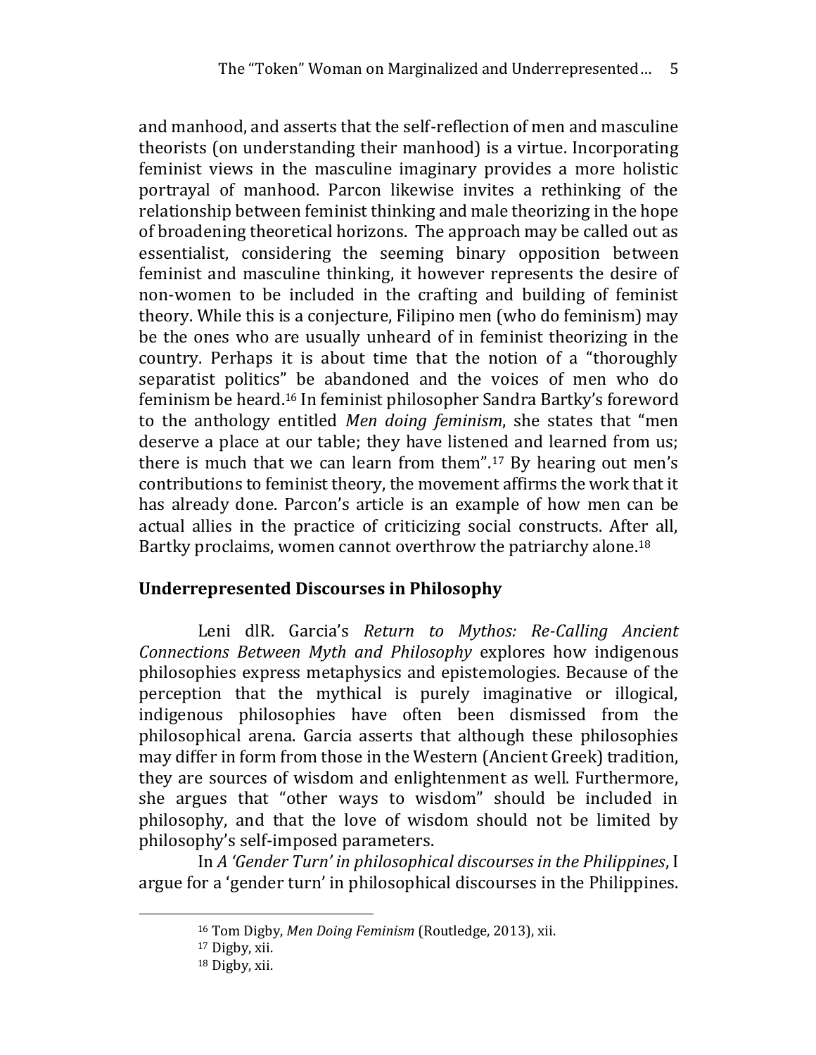and manhood, and asserts that the self-reflection of men and masculine theorists (on understanding their manhood) is a virtue. Incorporating feminist views in the masculine imaginary provides a more holistic portrayal of manhood. Parcon likewise invites a rethinking of the relationship between feminist thinking and male theorizing in the hope of broadening theoretical horizons. The approach may be called out as essentialist, considering the seeming binary opposition between feminist and masculine thinking, it however represents the desire of non-women to be included in the crafting and building of feminist theory. While this is a conjecture, Filipino men (who do feminism) may be the ones who are usually unheard of in feminist theorizing in the country. Perhaps it is about time that the notion of a "thoroughly separatist politics" be abandoned and the voices of men who do feminism be heard.[16] In feminist philosopher Sandra Bartky's foreword to the anthology entitled *Men doing feminism*, she states that "men deserve a place at our table; they have listened and learned from us; there is much that we can learn from them".[17] By hearing out men's contributions to feminist theory, the movement affirms the work that it has already done. Parcon's article is an example of how men can be actual allies in the practice of criticizing social constructs. After all, Bartky proclaims, women cannot overthrow the patriarchy alone.[18]

## Underrepresented Discourses in Philosophy

Leni dlR. Garcia's *Return to Mythos: Re-Calling Ancient Connections Between Myth and Philosophy* explores how indigenous philosophies express metaphysics and epistemologies. Because of the perception that the mythical is purely imaginative or illogical, indigenous philosophies have often been dismissed from the philosophical arena. Garcia asserts that although these philosophies may differ in form from those in the Western (Ancient Greek) tradition, they are sources of wisdom and enlightenment as well. Furthermore, she argues that "other ways to wisdom" should be included in philosophy, and that the love of wisdom should not be limited by philosophy's self-imposed parameters.

In *A 'Gender Turn' in philosophical discourses in the Philippines*, I argue for a 'gender turn' in philosophical discourses in the Philippines.

---

[16] Tom Digby, *Men Doing Feminism* (Routledge, 2013), xii.

[17] Digby, xii.

[18] Digby, xii.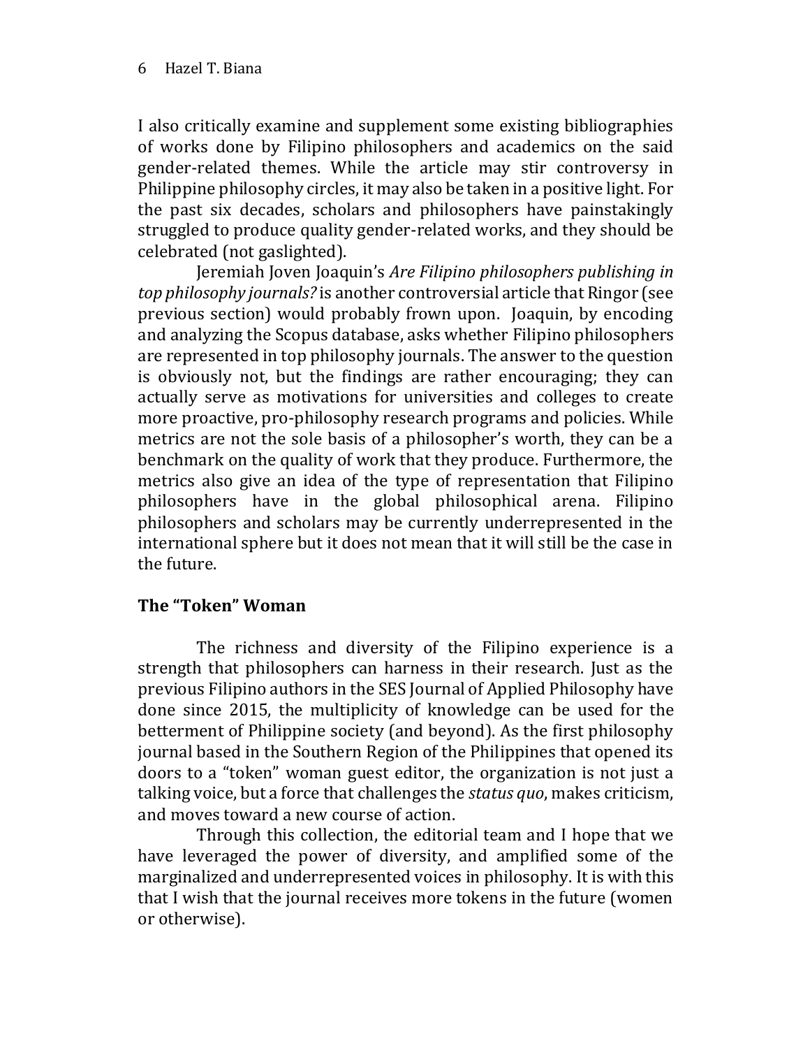I also critically examine and supplement some existing bibliographies of works done by Filipino philosophers and academics on the said gender-related themes. While the article may stir controversy in Philippine philosophy circles, it may also be taken in a positive light. For the past six decades, scholars and philosophers have painstakingly struggled to produce quality gender-related works, and they should be celebrated (not gaslighted).

Jeremiah Joven Joaquin's *Are Filipino philosophers publishing in top philosophy journals?* is another controversial article that Ringor (see previous section) would probably frown upon. Joaquin, by encoding and analyzing the Scopus database, asks whether Filipino philosophers are represented in top philosophy journals. The answer to the question is obviously not, but the findings are rather encouraging; they can actually serve as motivations for universities and colleges to create more proactive, pro-philosophy research programs and policies. While metrics are not the sole basis of a philosopher's worth, they can be a benchmark on the quality of work that they produce. Furthermore, the metrics also give an idea of the type of representation that Filipino philosophers have in the global philosophical arena. Filipino philosophers and scholars may be currently underrepresented in the international sphere but it does not mean that it will still be the case in the future.

## The "Token" Woman

The richness and diversity of the Filipino experience is a strength that philosophers can harness in their research. Just as the previous Filipino authors in the SES Journal of Applied Philosophy have done since 2015, the multiplicity of knowledge can be used for the betterment of Philippine society (and beyond). As the first philosophy journal based in the Southern Region of the Philippines that opened its doors to a "token" woman guest editor, the organization is not just a talking voice, but a force that challenges the *status quo*, makes criticism, and moves toward a new course of action.

Through this collection, the editorial team and I hope that we have leveraged the power of diversity, and amplified some of the marginalized and underrepresented voices in philosophy. It is with this that I wish that the journal receives more tokens in the future (women or otherwise).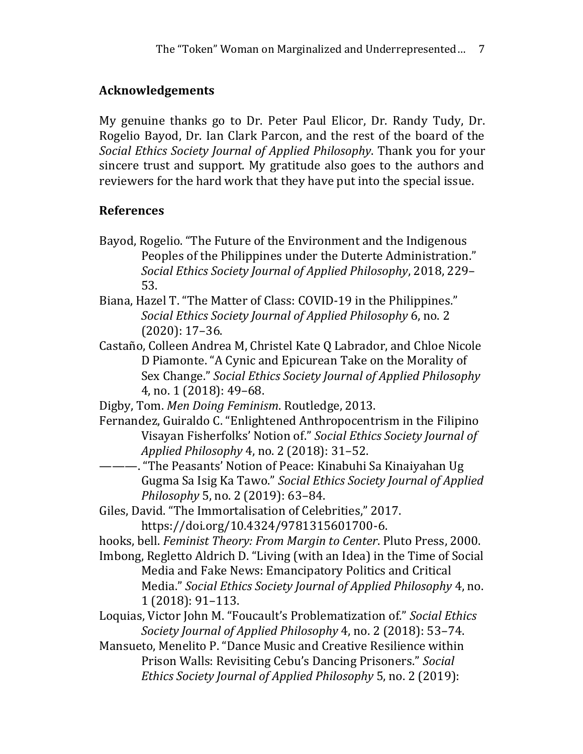## Acknowledgements

My genuine thanks go to Dr. Peter Paul Elicor, Dr. Randy Tudy, Dr. Rogelio Bayod, Dr. Ian Clark Parcon, and the rest of the board of the *Social Ethics Society Journal of Applied Philosophy*. Thank you for your sincere trust and support. My gratitude also goes to the authors and reviewers for the hard work that they have put into the special issue.

## References

Bayod, Rogelio. "The Future of the Environment and the Indigenous Peoples of the Philippines under the Duterte Administration." *Social Ethics Society Journal of Applied Philosophy*, 2018, 229–53.

Biana, Hazel T. "The Matter of Class: COVID-19 in the Philippines." *Social Ethics Society Journal of Applied Philosophy* 6, no. 2 (2020): 17–36.

Castaño, Colleen Andrea M, Christel Kate Q Labrador, and Chloe Nicole D Piamonte. "A Cynic and Epicurean Take on the Morality of Sex Change." *Social Ethics Society Journal of Applied Philosophy* 4, no. 1 (2018): 49–68.

Digby, Tom. *Men Doing Feminism*. Routledge, 2013.

Fernandez, Guiraldo C. "Enlightened Anthropocentrism in the Filipino Visayan Fisherfolks' Notion of." *Social Ethics Society Journal of Applied Philosophy* 4, no. 2 (2018): 31–52.

———. "The Peasants' Notion of Peace: Kinabuhi Sa Kinaiyahan Ug Gugma Sa Isig Ka Tawo." *Social Ethics Society Journal of Applied Philosophy* 5, no. 2 (2019): 63–84.

Giles, David. "The Immortalisation of Celebrities," 2017. https://doi.org/10.4324/9781315601700-6.

hooks, bell. *Feminist Theory: From Margin to Center*. Pluto Press, 2000.

Imbong, Regletto Aldrich D. "Living (with an Idea) in the Time of Social Media and Fake News: Emancipatory Politics and Critical Media." *Social Ethics Society Journal of Applied Philosophy* 4, no. 1 (2018): 91–113.

Loquias, Victor John M. "Foucault's Problematization of." *Social Ethics Society Journal of Applied Philosophy* 4, no. 2 (2018): 53–74.

Mansueto, Menelito P. "Dance Music and Creative Resilience within Prison Walls: Revisiting Cebu's Dancing Prisoners." *Social Ethics Society Journal of Applied Philosophy* 5, no. 2 (2019):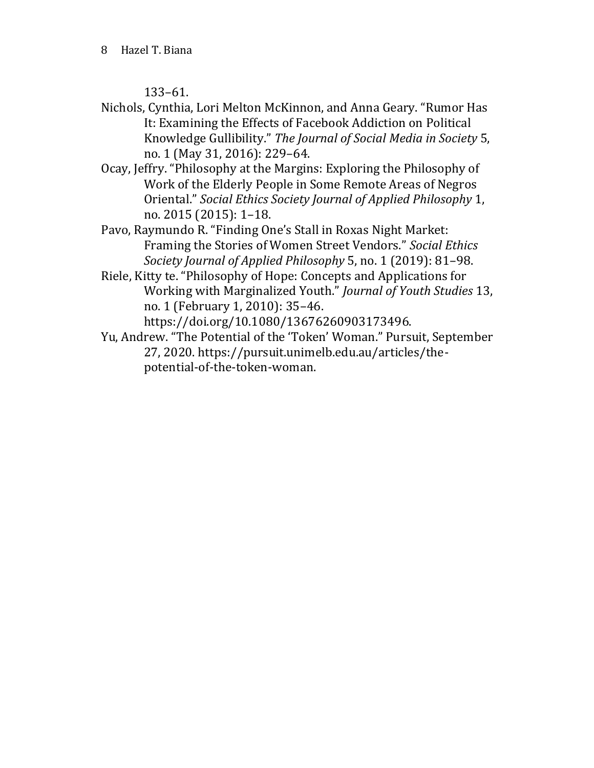133–61.

Nichols, Cynthia, Lori Melton McKinnon, and Anna Geary. "Rumor Has It: Examining the Effects of Facebook Addiction on Political Knowledge Gullibility." *The Journal of Social Media in Society* 5, no. 1 (May 31, 2016): 229–64.

Ocay, Jeffry. "Philosophy at the Margins: Exploring the Philosophy of Work of the Elderly People in Some Remote Areas of Negros Oriental." *Social Ethics Society Journal of Applied Philosophy* 1, no. 2015 (2015): 1–18.

Pavo, Raymundo R. "Finding One's Stall in Roxas Night Market: Framing the Stories of Women Street Vendors." *Social Ethics Society Journal of Applied Philosophy* 5, no. 1 (2019): 81–98.

Riele, Kitty te. "Philosophy of Hope: Concepts and Applications for Working with Marginalized Youth." *Journal of Youth Studies* 13, no. 1 (February 1, 2010): 35–46. https://doi.org/10.1080/13676260903173496.

Yu, Andrew. "The Potential of the 'Token' Woman." Pursuit, September 27, 2020. https://pursuit.unimelb.edu.au/articles/the-potential-of-the-token-woman.